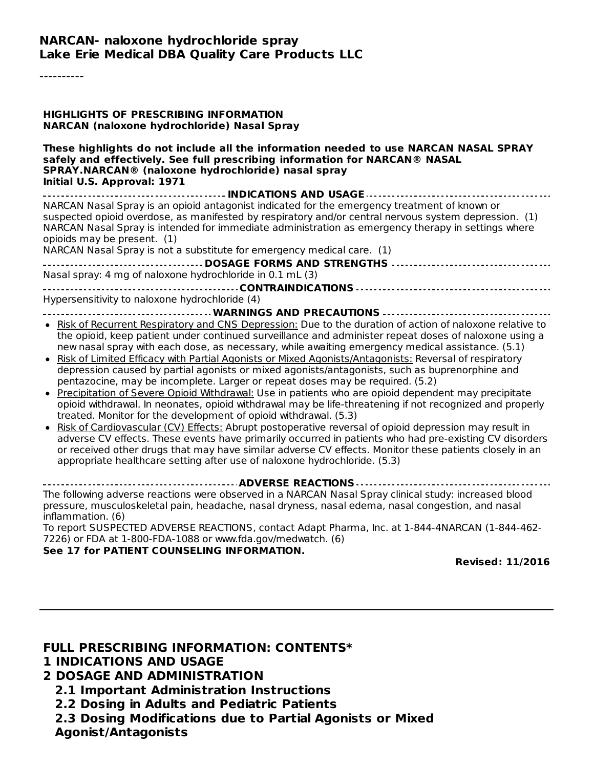# NARCAN- naloxone hydrochloride spray
# Lake Erie Medical DBA Quality Care Products LLC

----------

**HIGHLIGHTS OF PRESCRIBING INFORMATION**
**NARCAN (naloxone hydrochloride) Nasal Spray**

**These highlights do not include all the information needed to use NARCAN NASAL SPRAY safely and effectively. See full prescribing information for NARCAN® NASAL SPRAY.NARCAN® (naloxone hydrochloride) nasal spray**
**Initial U.S. Approval: 1971**

**INDICATIONS AND USAGE**

NARCAN Nasal Spray is an opioid antagonist indicated for the emergency treatment of known or suspected opioid overdose, as manifested by respiratory and/or central nervous system depression. (1)
NARCAN Nasal Spray is intended for immediate administration as emergency therapy in settings where opioids may be present. (1)
NARCAN Nasal Spray is not a substitute for emergency medical care. (1)

**DOSAGE FORMS AND STRENGTHS**

Nasal spray: 4 mg of naloxone hydrochloride in 0.1 mL (3)

**CONTRAINDICATIONS**

Hypersensitivity to naloxone hydrochloride (4)

**WARNINGS AND PRECAUTIONS**

- Risk of Recurrent Respiratory and CNS Depression: Due to the duration of action of naloxone relative to the opioid, keep patient under continued surveillance and administer repeat doses of naloxone using a new nasal spray with each dose, as necessary, while awaiting emergency medical assistance. (5.1)
- Risk of Limited Efficacy with Partial Agonists or Mixed Agonists/Antagonists: Reversal of respiratory depression caused by partial agonists or mixed agonists/antagonists, such as buprenorphine and pentazocine, may be incomplete. Larger or repeat doses may be required. (5.2)
- Precipitation of Severe Opioid Withdrawal: Use in patients who are opioid dependent may precipitate opioid withdrawal. In neonates, opioid withdrawal may be life-threatening if not recognized and properly treated. Monitor for the development of opioid withdrawal. (5.3)
- Risk of Cardiovascular (CV) Effects: Abrupt postoperative reversal of opioid depression may result in adverse CV effects. These events have primarily occurred in patients who had pre-existing CV disorders or received other drugs that may have similar adverse CV effects. Monitor these patients closely in an appropriate healthcare setting after use of naloxone hydrochloride. (5.3)

**ADVERSE REACTIONS**

The following adverse reactions were observed in a NARCAN Nasal Spray clinical study: increased blood pressure, musculoskeletal pain, headache, nasal dryness, nasal edema, nasal congestion, and nasal inflammation. (6)
To report SUSPECTED ADVERSE REACTIONS, contact Adapt Pharma, Inc. at 1-844-4NARCAN (1-844-462-7226) or FDA at 1-800-FDA-1088 or www.fda.gov/medwatch. (6)
**See 17 for PATIENT COUNSELING INFORMATION.**

**Revised: 11/2016**

---

## FULL PRESCRIBING INFORMATION: CONTENTS*

**1 INDICATIONS AND USAGE**

**2 DOSAGE AND ADMINISTRATION**

- **2.1 Important Administration Instructions**
- **2.2 Dosing in Adults and Pediatric Patients**
- **2.3 Dosing Modifications due to Partial Agonists or Mixed Agonist/Antagonists**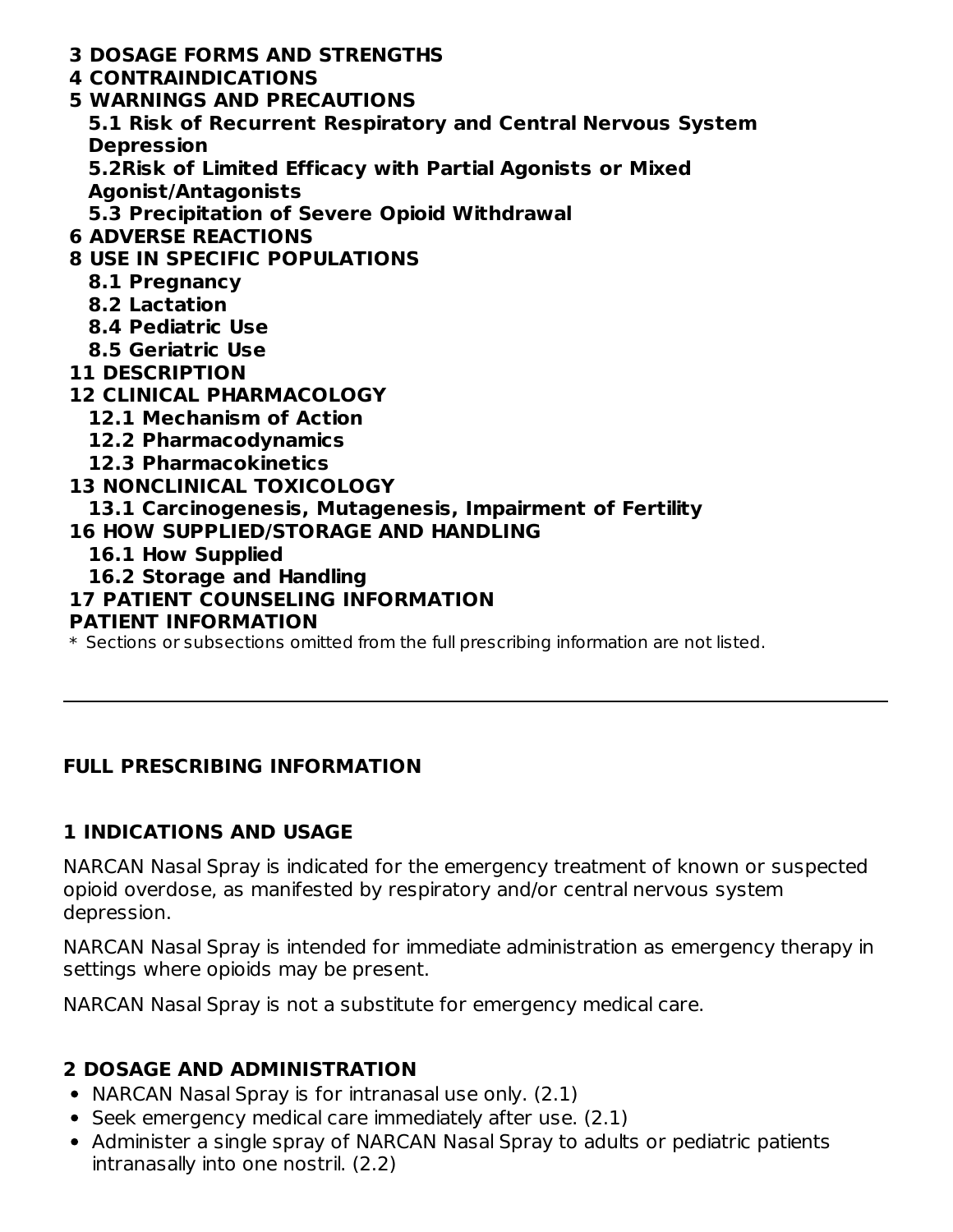**3 DOSAGE FORMS AND STRENGTHS**
**4 CONTRAINDICATIONS**
**5 WARNINGS AND PRECAUTIONS**
  **5.1 Risk of Recurrent Respiratory and Central Nervous System Depression**
  **5.2Risk of Limited Efficacy with Partial Agonists or Mixed Agonist/Antagonists**
  **5.3 Precipitation of Severe Opioid Withdrawal**
**6 ADVERSE REACTIONS**
**8 USE IN SPECIFIC POPULATIONS**
  **8.1 Pregnancy**
  **8.2 Lactation**
  **8.4 Pediatric Use**
  **8.5 Geriatric Use**
**11 DESCRIPTION**
**12 CLINICAL PHARMACOLOGY**
  **12.1 Mechanism of Action**
  **12.2 Pharmacodynamics**
  **12.3 Pharmacokinetics**
**13 NONCLINICAL TOXICOLOGY**
  **13.1 Carcinogenesis, Mutagenesis, Impairment of Fertility**
**16 HOW SUPPLIED/STORAGE AND HANDLING**
  **16.1 How Supplied**
  **16.2 Storage and Handling**
**17 PATIENT COUNSELING INFORMATION**
**PATIENT INFORMATION**

\* Sections or subsections omitted from the full prescribing information are not listed.

---

## FULL PRESCRIBING INFORMATION

### 1 INDICATIONS AND USAGE

NARCAN Nasal Spray is indicated for the emergency treatment of known or suspected opioid overdose, as manifested by respiratory and/or central nervous system depression.

NARCAN Nasal Spray is intended for immediate administration as emergency therapy in settings where opioids may be present.

NARCAN Nasal Spray is not a substitute for emergency medical care.

### 2 DOSAGE AND ADMINISTRATION

- NARCAN Nasal Spray is for intranasal use only. (2.1)
- Seek emergency medical care immediately after use. (2.1)
- Administer a single spray of NARCAN Nasal Spray to adults or pediatric patients intranasally into one nostril. (2.2)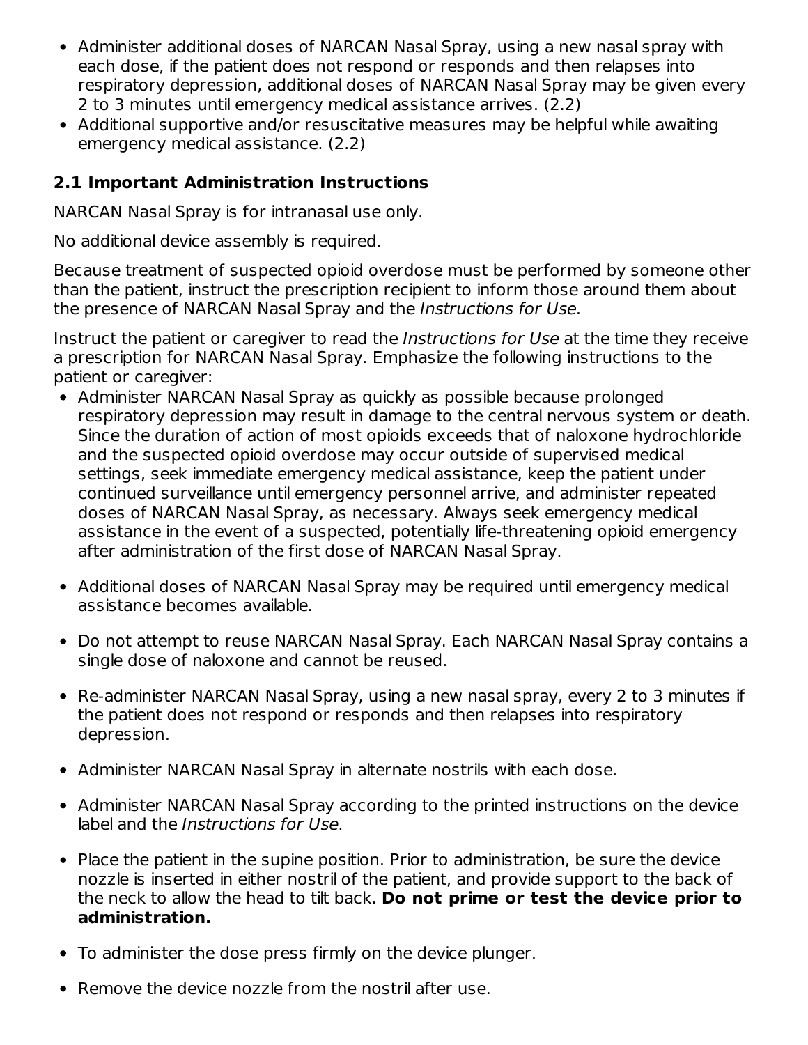- Administer additional doses of NARCAN Nasal Spray, using a new nasal spray with each dose, if the patient does not respond or responds and then relapses into respiratory depression, additional doses of NARCAN Nasal Spray may be given every 2 to 3 minutes until emergency medical assistance arrives. (2.2)
- Additional supportive and/or resuscitative measures may be helpful while awaiting emergency medical assistance. (2.2)

### 2.1 Important Administration Instructions

NARCAN Nasal Spray is for intranasal use only.

No additional device assembly is required.

Because treatment of suspected opioid overdose must be performed by someone other than the patient, instruct the prescription recipient to inform those around them about the presence of NARCAN Nasal Spray and the *Instructions for Use*.

Instruct the patient or caregiver to read the *Instructions for Use* at the time they receive a prescription for NARCAN Nasal Spray. Emphasize the following instructions to the patient or caregiver:

- Administer NARCAN Nasal Spray as quickly as possible because prolonged respiratory depression may result in damage to the central nervous system or death. Since the duration of action of most opioids exceeds that of naloxone hydrochloride and the suspected opioid overdose may occur outside of supervised medical settings, seek immediate emergency medical assistance, keep the patient under continued surveillance until emergency personnel arrive, and administer repeated doses of NARCAN Nasal Spray, as necessary. Always seek emergency medical assistance in the event of a suspected, potentially life-threatening opioid emergency after administration of the first dose of NARCAN Nasal Spray.
- Additional doses of NARCAN Nasal Spray may be required until emergency medical assistance becomes available.
- Do not attempt to reuse NARCAN Nasal Spray. Each NARCAN Nasal Spray contains a single dose of naloxone and cannot be reused.
- Re-administer NARCAN Nasal Spray, using a new nasal spray, every 2 to 3 minutes if the patient does not respond or responds and then relapses into respiratory depression.
- Administer NARCAN Nasal Spray in alternate nostrils with each dose.
- Administer NARCAN Nasal Spray according to the printed instructions on the device label and the *Instructions for Use*.
- Place the patient in the supine position. Prior to administration, be sure the device nozzle is inserted in either nostril of the patient, and provide support to the back of the neck to allow the head to tilt back. **Do not prime or test the device prior to administration.**
- To administer the dose press firmly on the device plunger.
- Remove the device nozzle from the nostril after use.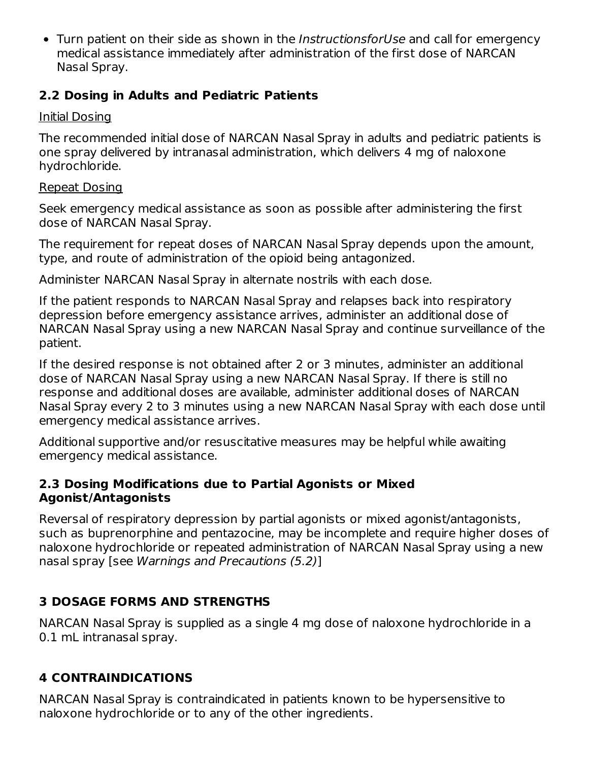- Turn patient on their side as shown in the *InstructionsforUse* and call for emergency medical assistance immediately after administration of the first dose of NARCAN Nasal Spray.

### 2.2 Dosing in Adults and Pediatric Patients

Initial Dosing

The recommended initial dose of NARCAN Nasal Spray in adults and pediatric patients is one spray delivered by intranasal administration, which delivers 4 mg of naloxone hydrochloride.

Repeat Dosing

Seek emergency medical assistance as soon as possible after administering the first dose of NARCAN Nasal Spray.

The requirement for repeat doses of NARCAN Nasal Spray depends upon the amount, type, and route of administration of the opioid being antagonized.

Administer NARCAN Nasal Spray in alternate nostrils with each dose.

If the patient responds to NARCAN Nasal Spray and relapses back into respiratory depression before emergency assistance arrives, administer an additional dose of NARCAN Nasal Spray using a new NARCAN Nasal Spray and continue surveillance of the patient.

If the desired response is not obtained after 2 or 3 minutes, administer an additional dose of NARCAN Nasal Spray using a new NARCAN Nasal Spray. If there is still no response and additional doses are available, administer additional doses of NARCAN Nasal Spray every 2 to 3 minutes using a new NARCAN Nasal Spray with each dose until emergency medical assistance arrives.

Additional supportive and/or resuscitative measures may be helpful while awaiting emergency medical assistance.

### 2.3 Dosing Modifications due to Partial Agonists or Mixed Agonist/Antagonists

Reversal of respiratory depression by partial agonists or mixed agonist/antagonists, such as buprenorphine and pentazocine, may be incomplete and require higher doses of naloxone hydrochloride or repeated administration of NARCAN Nasal Spray using a new nasal spray [see *Warnings and Precautions (5.2)*]

## 3 DOSAGE FORMS AND STRENGTHS

NARCAN Nasal Spray is supplied as a single 4 mg dose of naloxone hydrochloride in a 0.1 mL intranasal spray.

## 4 CONTRAINDICATIONS

NARCAN Nasal Spray is contraindicated in patients known to be hypersensitive to naloxone hydrochloride or to any of the other ingredients.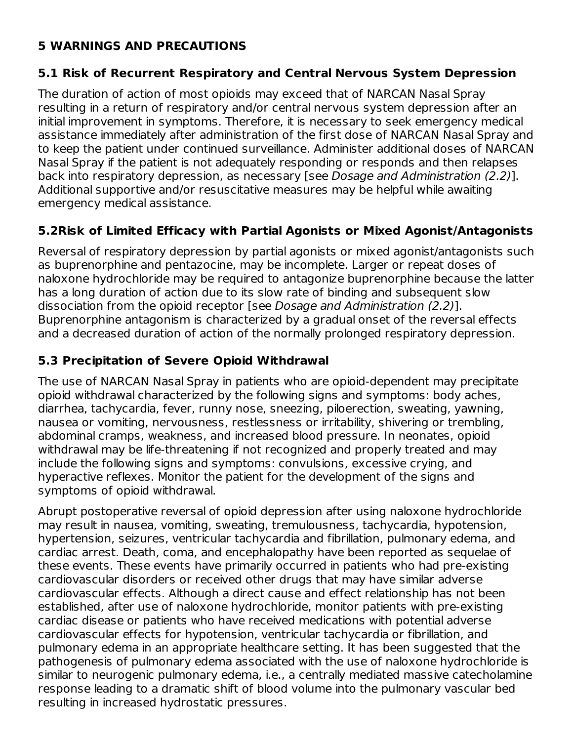## 5 WARNINGS AND PRECAUTIONS

### 5.1 Risk of Recurrent Respiratory and Central Nervous System Depression

The duration of action of most opioids may exceed that of NARCAN Nasal Spray resulting in a return of respiratory and/or central nervous system depression after an initial improvement in symptoms. Therefore, it is necessary to seek emergency medical assistance immediately after administration of the first dose of NARCAN Nasal Spray and to keep the patient under continued surveillance. Administer additional doses of NARCAN Nasal Spray if the patient is not adequately responding or responds and then relapses back into respiratory depression, as necessary [see *Dosage and Administration (2.2)*]. Additional supportive and/or resuscitative measures may be helpful while awaiting emergency medical assistance.

### 5.2Risk of Limited Efficacy with Partial Agonists or Mixed Agonist/Antagonists

Reversal of respiratory depression by partial agonists or mixed agonist/antagonists such as buprenorphine and pentazocine, may be incomplete. Larger or repeat doses of naloxone hydrochloride may be required to antagonize buprenorphine because the latter has a long duration of action due to its slow rate of binding and subsequent slow dissociation from the opioid receptor [see *Dosage and Administration (2.2)*]. Buprenorphine antagonism is characterized by a gradual onset of the reversal effects and a decreased duration of action of the normally prolonged respiratory depression.

### 5.3 Precipitation of Severe Opioid Withdrawal

The use of NARCAN Nasal Spray in patients who are opioid-dependent may precipitate opioid withdrawal characterized by the following signs and symptoms: body aches, diarrhea, tachycardia, fever, runny nose, sneezing, piloerection, sweating, yawning, nausea or vomiting, nervousness, restlessness or irritability, shivering or trembling, abdominal cramps, weakness, and increased blood pressure. In neonates, opioid withdrawal may be life-threatening if not recognized and properly treated and may include the following signs and symptoms: convulsions, excessive crying, and hyperactive reflexes. Monitor the patient for the development of the signs and symptoms of opioid withdrawal.

Abrupt postoperative reversal of opioid depression after using naloxone hydrochloride may result in nausea, vomiting, sweating, tremulousness, tachycardia, hypotension, hypertension, seizures, ventricular tachycardia and fibrillation, pulmonary edema, and cardiac arrest. Death, coma, and encephalopathy have been reported as sequelae of these events. These events have primarily occurred in patients who had pre-existing cardiovascular disorders or received other drugs that may have similar adverse cardiovascular effects. Although a direct cause and effect relationship has not been established, after use of naloxone hydrochloride, monitor patients with pre-existing cardiac disease or patients who have received medications with potential adverse cardiovascular effects for hypotension, ventricular tachycardia or fibrillation, and pulmonary edema in an appropriate healthcare setting. It has been suggested that the pathogenesis of pulmonary edema associated with the use of naloxone hydrochloride is similar to neurogenic pulmonary edema, i.e., a centrally mediated massive catecholamine response leading to a dramatic shift of blood volume into the pulmonary vascular bed resulting in increased hydrostatic pressures.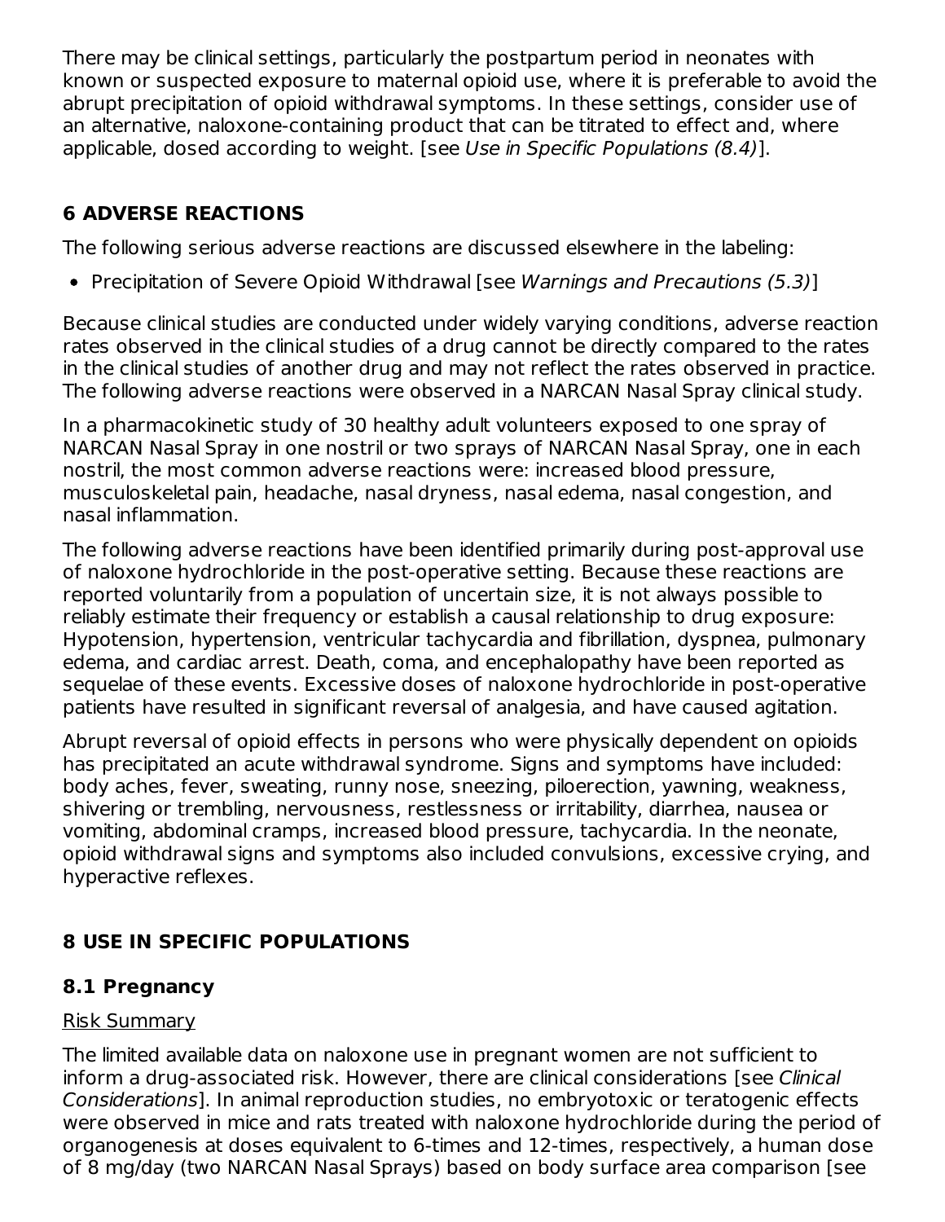There may be clinical settings, particularly the postpartum period in neonates with known or suspected exposure to maternal opioid use, where it is preferable to avoid the abrupt precipitation of opioid withdrawal symptoms. In these settings, consider use of an alternative, naloxone-containing product that can be titrated to effect and, where applicable, dosed according to weight. [see *Use in Specific Populations (8.4)*].

## 6 ADVERSE REACTIONS

The following serious adverse reactions are discussed elsewhere in the labeling:

- Precipitation of Severe Opioid Withdrawal [see *Warnings and Precautions (5.3)*]

Because clinical studies are conducted under widely varying conditions, adverse reaction rates observed in the clinical studies of a drug cannot be directly compared to the rates in the clinical studies of another drug and may not reflect the rates observed in practice. The following adverse reactions were observed in a NARCAN Nasal Spray clinical study.

In a pharmacokinetic study of 30 healthy adult volunteers exposed to one spray of NARCAN Nasal Spray in one nostril or two sprays of NARCAN Nasal Spray, one in each nostril, the most common adverse reactions were: increased blood pressure, musculoskeletal pain, headache, nasal dryness, nasal edema, nasal congestion, and nasal inflammation.

The following adverse reactions have been identified primarily during post-approval use of naloxone hydrochloride in the post-operative setting. Because these reactions are reported voluntarily from a population of uncertain size, it is not always possible to reliably estimate their frequency or establish a causal relationship to drug exposure: Hypotension, hypertension, ventricular tachycardia and fibrillation, dyspnea, pulmonary edema, and cardiac arrest. Death, coma, and encephalopathy have been reported as sequelae of these events. Excessive doses of naloxone hydrochloride in post-operative patients have resulted in significant reversal of analgesia, and have caused agitation.

Abrupt reversal of opioid effects in persons who were physically dependent on opioids has precipitated an acute withdrawal syndrome. Signs and symptoms have included: body aches, fever, sweating, runny nose, sneezing, piloerection, yawning, weakness, shivering or trembling, nervousness, restlessness or irritability, diarrhea, nausea or vomiting, abdominal cramps, increased blood pressure, tachycardia. In the neonate, opioid withdrawal signs and symptoms also included convulsions, excessive crying, and hyperactive reflexes.

## 8 USE IN SPECIFIC POPULATIONS

### 8.1 Pregnancy

<u>Risk Summary</u>

The limited available data on naloxone use in pregnant women are not sufficient to inform a drug-associated risk. However, there are clinical considerations [see *Clinical Considerations*]. In animal reproduction studies, no embryotoxic or teratogenic effects were observed in mice and rats treated with naloxone hydrochloride during the period of organogenesis at doses equivalent to 6-times and 12-times, respectively, a human dose of 8 mg/day (two NARCAN Nasal Sprays) based on body surface area comparison [see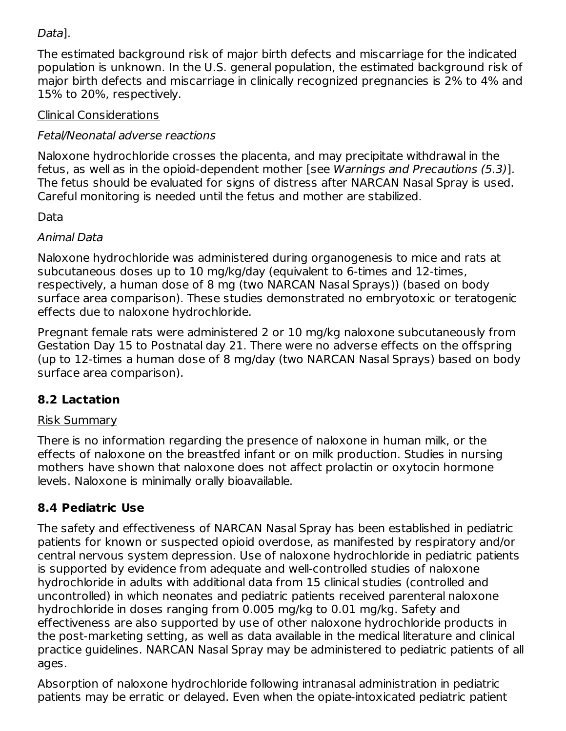*Data*].

The estimated background risk of major birth defects and miscarriage for the indicated population is unknown. In the U.S. general population, the estimated background risk of major birth defects and miscarriage in clinically recognized pregnancies is 2% to 4% and 15% to 20%, respectively.

Clinical Considerations

*Fetal/Neonatal adverse reactions*

Naloxone hydrochloride crosses the placenta, and may precipitate withdrawal in the fetus, as well as in the opioid-dependent mother [see *Warnings and Precautions (5.3)*]. The fetus should be evaluated for signs of distress after NARCAN Nasal Spray is used. Careful monitoring is needed until the fetus and mother are stabilized.

Data

*Animal Data*

Naloxone hydrochloride was administered during organogenesis to mice and rats at subcutaneous doses up to 10 mg/kg/day (equivalent to 6-times and 12-times, respectively, a human dose of 8 mg (two NARCAN Nasal Sprays)) (based on body surface area comparison). These studies demonstrated no embryotoxic or teratogenic effects due to naloxone hydrochloride.

Pregnant female rats were administered 2 or 10 mg/kg naloxone subcutaneously from Gestation Day 15 to Postnatal day 21. There were no adverse effects on the offspring (up to 12-times a human dose of 8 mg/day (two NARCAN Nasal Sprays) based on body surface area comparison).

### 8.2 Lactation

Risk Summary

There is no information regarding the presence of naloxone in human milk, or the effects of naloxone on the breastfed infant or on milk production. Studies in nursing mothers have shown that naloxone does not affect prolactin or oxytocin hormone levels. Naloxone is minimally orally bioavailable.

### 8.4 Pediatric Use

The safety and effectiveness of NARCAN Nasal Spray has been established in pediatric patients for known or suspected opioid overdose, as manifested by respiratory and/or central nervous system depression. Use of naloxone hydrochloride in pediatric patients is supported by evidence from adequate and well-controlled studies of naloxone hydrochloride in adults with additional data from 15 clinical studies (controlled and uncontrolled) in which neonates and pediatric patients received parenteral naloxone hydrochloride in doses ranging from 0.005 mg/kg to 0.01 mg/kg. Safety and effectiveness are also supported by use of other naloxone hydrochloride products in the post-marketing setting, as well as data available in the medical literature and clinical practice guidelines. NARCAN Nasal Spray may be administered to pediatric patients of all ages.

Absorption of naloxone hydrochloride following intranasal administration in pediatric patients may be erratic or delayed. Even when the opiate-intoxicated pediatric patient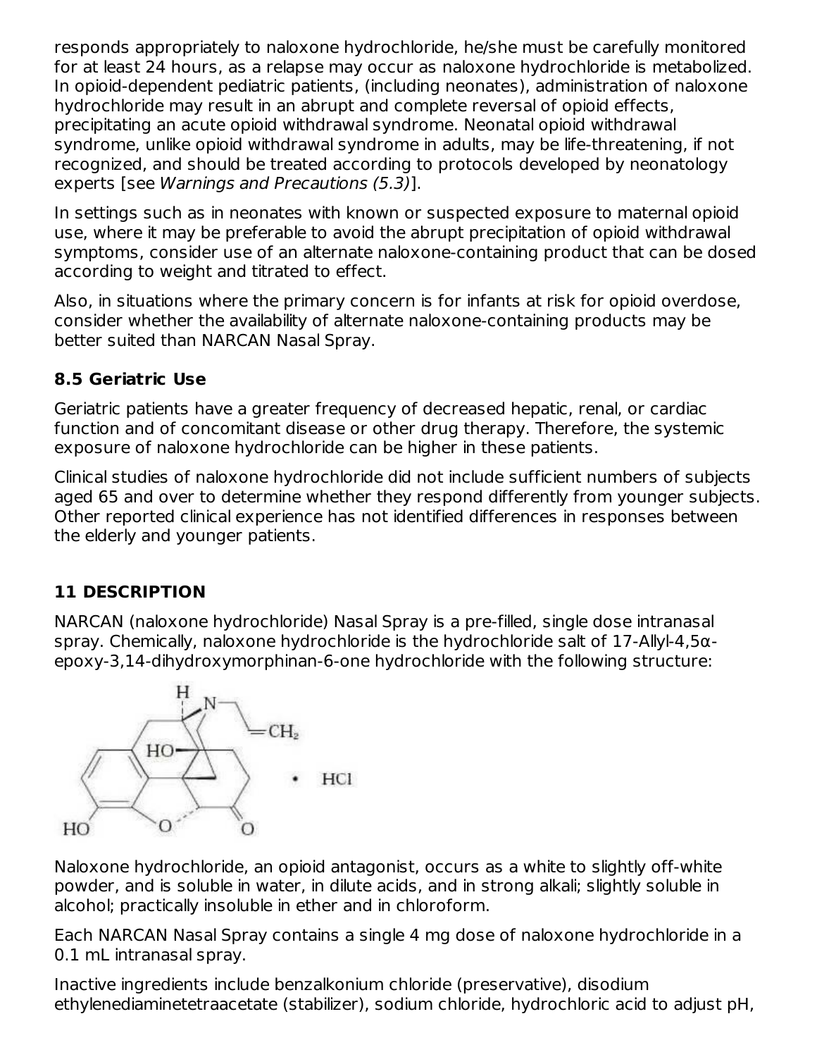responds appropriately to naloxone hydrochloride, he/she must be carefully monitored for at least 24 hours, as a relapse may occur as naloxone hydrochloride is metabolized. In opioid-dependent pediatric patients, (including neonates), administration of naloxone hydrochloride may result in an abrupt and complete reversal of opioid effects, precipitating an acute opioid withdrawal syndrome. Neonatal opioid withdrawal syndrome, unlike opioid withdrawal syndrome in adults, may be life-threatening, if not recognized, and should be treated according to protocols developed by neonatology experts [see *Warnings and Precautions (5.3)*].

In settings such as in neonates with known or suspected exposure to maternal opioid use, where it may be preferable to avoid the abrupt precipitation of opioid withdrawal symptoms, consider use of an alternate naloxone-containing product that can be dosed according to weight and titrated to effect.

Also, in situations where the primary concern is for infants at risk for opioid overdose, consider whether the availability of alternate naloxone-containing products may be better suited than NARCAN Nasal Spray.

### 8.5 Geriatric Use

Geriatric patients have a greater frequency of decreased hepatic, renal, or cardiac function and of concomitant disease or other drug therapy. Therefore, the systemic exposure of naloxone hydrochloride can be higher in these patients.

Clinical studies of naloxone hydrochloride did not include sufficient numbers of subjects aged 65 and over to determine whether they respond differently from younger subjects. Other reported clinical experience has not identified differences in responses between the elderly and younger patients.

## 11 DESCRIPTION

NARCAN (naloxone hydrochloride) Nasal Spray is a pre-filled, single dose intranasal spray. Chemically, naloxone hydrochloride is the hydrochloride salt of 17-Allyl-4,5α-epoxy-3,14-dihydroxymorphinan-6-one hydrochloride with the following structure:

Naloxone hydrochloride, an opioid antagonist, occurs as a white to slightly off-white powder, and is soluble in water, in dilute acids, and in strong alkali; slightly soluble in alcohol; practically insoluble in ether and in chloroform.

Each NARCAN Nasal Spray contains a single 4 mg dose of naloxone hydrochloride in a 0.1 mL intranasal spray.

Inactive ingredients include benzalkonium chloride (preservative), disodium ethylenediaminetetraacetate (stabilizer), sodium chloride, hydrochloric acid to adjust pH,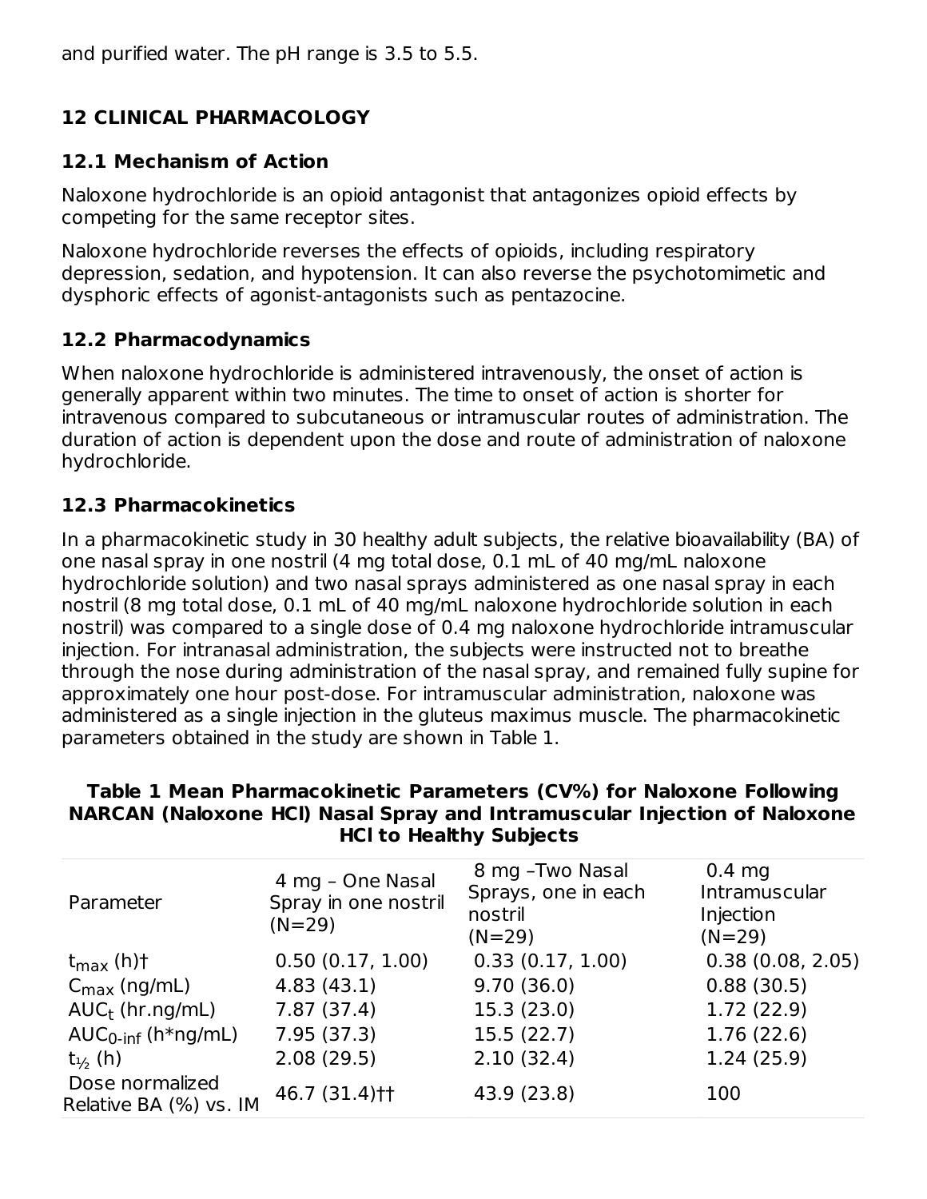and purified water. The pH range is 3.5 to 5.5.

## 12 CLINICAL PHARMACOLOGY

### 12.1 Mechanism of Action

Naloxone hydrochloride is an opioid antagonist that antagonizes opioid effects by competing for the same receptor sites.

Naloxone hydrochloride reverses the effects of opioids, including respiratory depression, sedation, and hypotension. It can also reverse the psychotomimetic and dysphoric effects of agonist-antagonists such as pentazocine.

### 12.2 Pharmacodynamics

When naloxone hydrochloride is administered intravenously, the onset of action is generally apparent within two minutes. The time to onset of action is shorter for intravenous compared to subcutaneous or intramuscular routes of administration. The duration of action is dependent upon the dose and route of administration of naloxone hydrochloride.

### 12.3 Pharmacokinetics

In a pharmacokinetic study in 30 healthy adult subjects, the relative bioavailability (BA) of one nasal spray in one nostril (4 mg total dose, 0.1 mL of 40 mg/mL naloxone hydrochloride solution) and two nasal sprays administered as one nasal spray in each nostril (8 mg total dose, 0.1 mL of 40 mg/mL naloxone hydrochloride solution in each nostril) was compared to a single dose of 0.4 mg naloxone hydrochloride intramuscular injection. For intranasal administration, the subjects were instructed not to breathe through the nose during administration of the nasal spray, and remained fully supine for approximately one hour post-dose. For intramuscular administration, naloxone was administered as a single injection in the gluteus maximus muscle. The pharmacokinetic parameters obtained in the study are shown in Table 1.

**Table 1 Mean Pharmacokinetic Parameters (CV%) for Naloxone Following NARCAN (Naloxone HCl) Nasal Spray and Intramuscular Injection of Naloxone HCl to Healthy Subjects**

| Parameter | 4 mg – One Nasal Spray in one nostril (N=29) | 8 mg –Two Nasal Sprays, one in each nostril (N=29) | 0.4 mg Intramuscular Injection (N=29) |
|---|---|---|---|
| $t_{max}$ (h)† | 0.50 (0.17, 1.00) | 0.33 (0.17, 1.00) | 0.38 (0.08, 2.05) |
| $C_{max}$ (ng/mL) | 4.83 (43.1) | 9.70 (36.0) | 0.88 (30.5) |
| $AUC_t$ (hr.ng/mL) | 7.87 (37.4) | 15.3 (23.0) | 1.72 (22.9) |
| $AUC_{0\text{-}inf}$ (h*ng/mL) | 7.95 (37.3) | 15.5 (22.7) | 1.76 (22.6) |
| $t_{½}$ (h) | 2.08 (29.5) | 2.10 (32.4) | 1.24 (25.9) |
| Dose normalized Relative BA (%) vs. IM | 46.7 (31.4)†† | 43.9 (23.8) | 100 |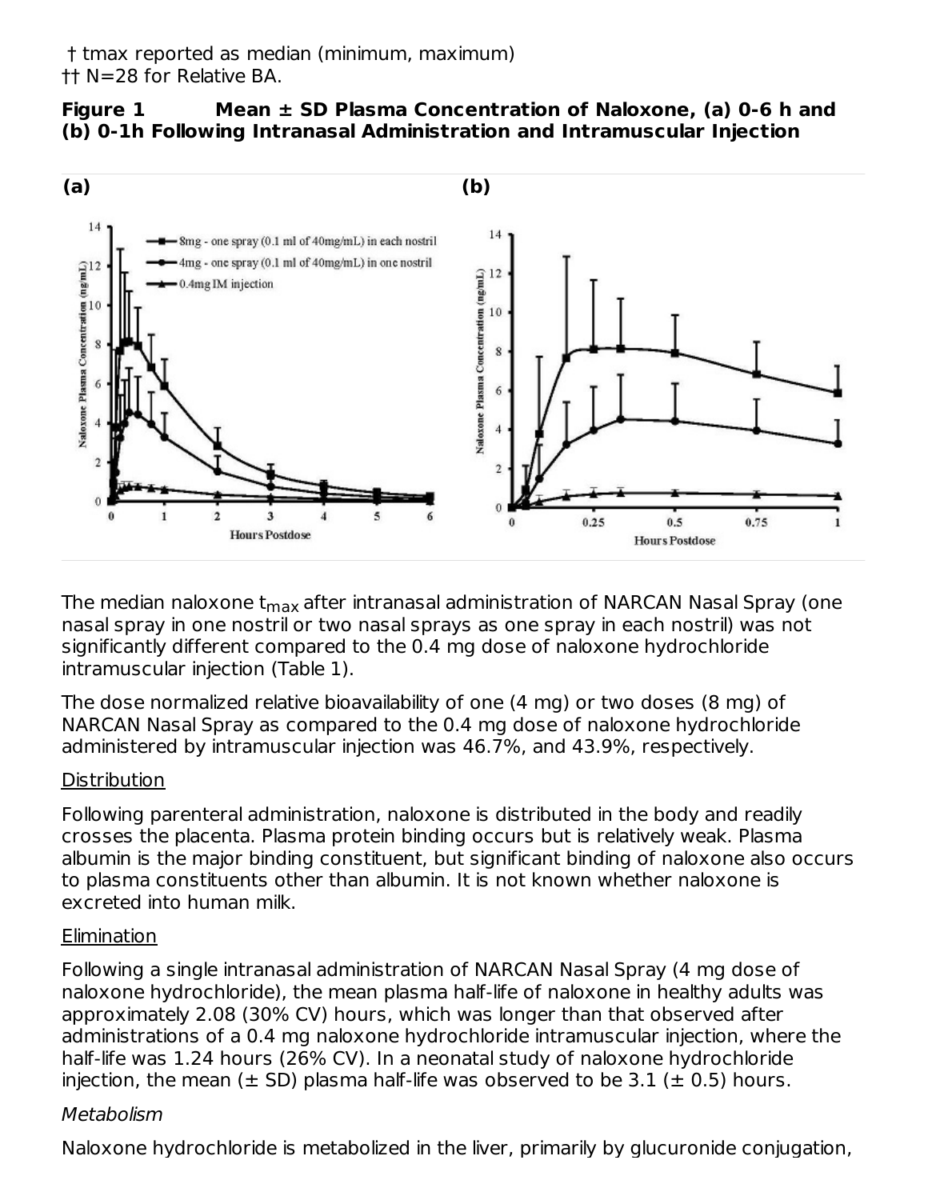† tmax reported as median (minimum, maximum)
†† N=28 for Relative BA.

**Figure 1 Mean ± SD Plasma Concentration of Naloxone, (a) 0-6 h and (b) 0-1h Following Intranasal Administration and Intramuscular Injection**

**(a)** **(b)**

The median naloxone $t_{max}$ after intranasal administration of NARCAN Nasal Spray (one nasal spray in one nostril or two nasal sprays as one spray in each nostril) was not significantly different compared to the 0.4 mg dose of naloxone hydrochloride intramuscular injection (Table 1).

The dose normalized relative bioavailability of one (4 mg) or two doses (8 mg) of NARCAN Nasal Spray as compared to the 0.4 mg dose of naloxone hydrochloride administered by intramuscular injection was 46.7%, and 43.9%, respectively.

Distribution

Following parenteral administration, naloxone is distributed in the body and readily crosses the placenta. Plasma protein binding occurs but is relatively weak. Plasma albumin is the major binding constituent, but significant binding of naloxone also occurs to plasma constituents other than albumin. It is not known whether naloxone is excreted into human milk.

Elimination

Following a single intranasal administration of NARCAN Nasal Spray (4 mg dose of naloxone hydrochloride), the mean plasma half-life of naloxone in healthy adults was approximately 2.08 (30% CV) hours, which was longer than that observed after administrations of a 0.4 mg naloxone hydrochloride intramuscular injection, where the half-life was 1.24 hours (26% CV). In a neonatal study of naloxone hydrochloride injection, the mean (± SD) plasma half-life was observed to be 3.1 (± 0.5) hours.

*Metabolism*

Naloxone hydrochloride is metabolized in the liver, primarily by glucuronide conjugation,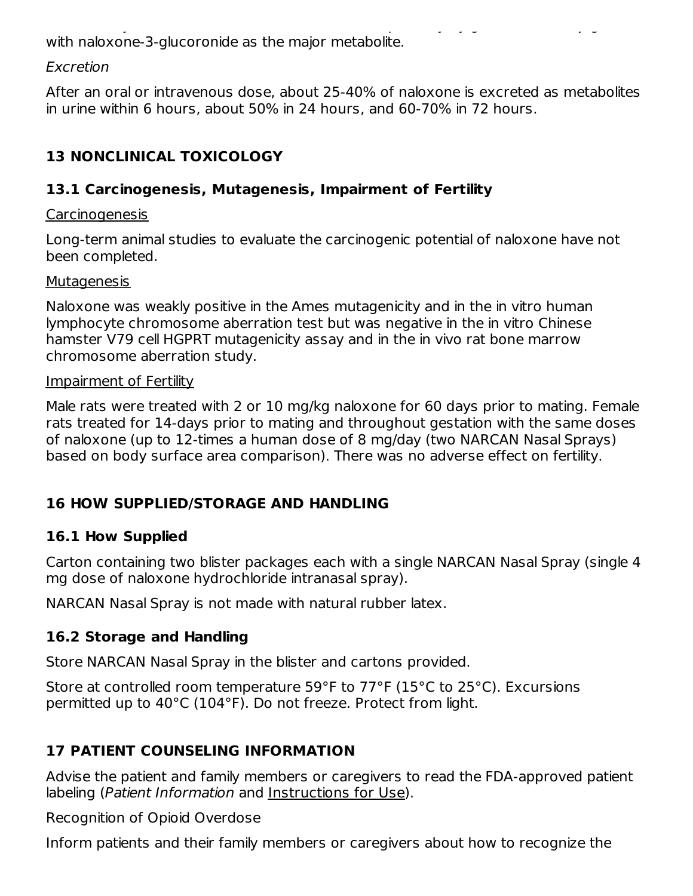with naloxone-3-glucoronide as the major metabolite.

*Excretion*

After an oral or intravenous dose, about 25-40% of naloxone is excreted as metabolites in urine within 6 hours, about 50% in 24 hours, and 60-70% in 72 hours.

## 13 NONCLINICAL TOXICOLOGY

### 13.1 Carcinogenesis, Mutagenesis, Impairment of Fertility

Carcinogenesis

Long-term animal studies to evaluate the carcinogenic potential of naloxone have not been completed.

Mutagenesis

Naloxone was weakly positive in the Ames mutagenicity and in the in vitro human lymphocyte chromosome aberration test but was negative in the in vitro Chinese hamster V79 cell HGPRT mutagenicity assay and in the in vivo rat bone marrow chromosome aberration study.

Impairment of Fertility

Male rats were treated with 2 or 10 mg/kg naloxone for 60 days prior to mating. Female rats treated for 14-days prior to mating and throughout gestation with the same doses of naloxone (up to 12-times a human dose of 8 mg/day (two NARCAN Nasal Sprays) based on body surface area comparison). There was no adverse effect on fertility.

## 16 HOW SUPPLIED/STORAGE AND HANDLING

### 16.1 How Supplied

Carton containing two blister packages each with a single NARCAN Nasal Spray (single 4 mg dose of naloxone hydrochloride intranasal spray).

NARCAN Nasal Spray is not made with natural rubber latex.

### 16.2 Storage and Handling

Store NARCAN Nasal Spray in the blister and cartons provided.

Store at controlled room temperature 59°F to 77°F (15°C to 25°C). Excursions permitted up to 40°C (104°F). Do not freeze. Protect from light.

## 17 PATIENT COUNSELING INFORMATION

Advise the patient and family members or caregivers to read the FDA-approved patient labeling (*Patient Information* and Instructions for Use).

Recognition of Opioid Overdose

Inform patients and their family members or caregivers about how to recognize the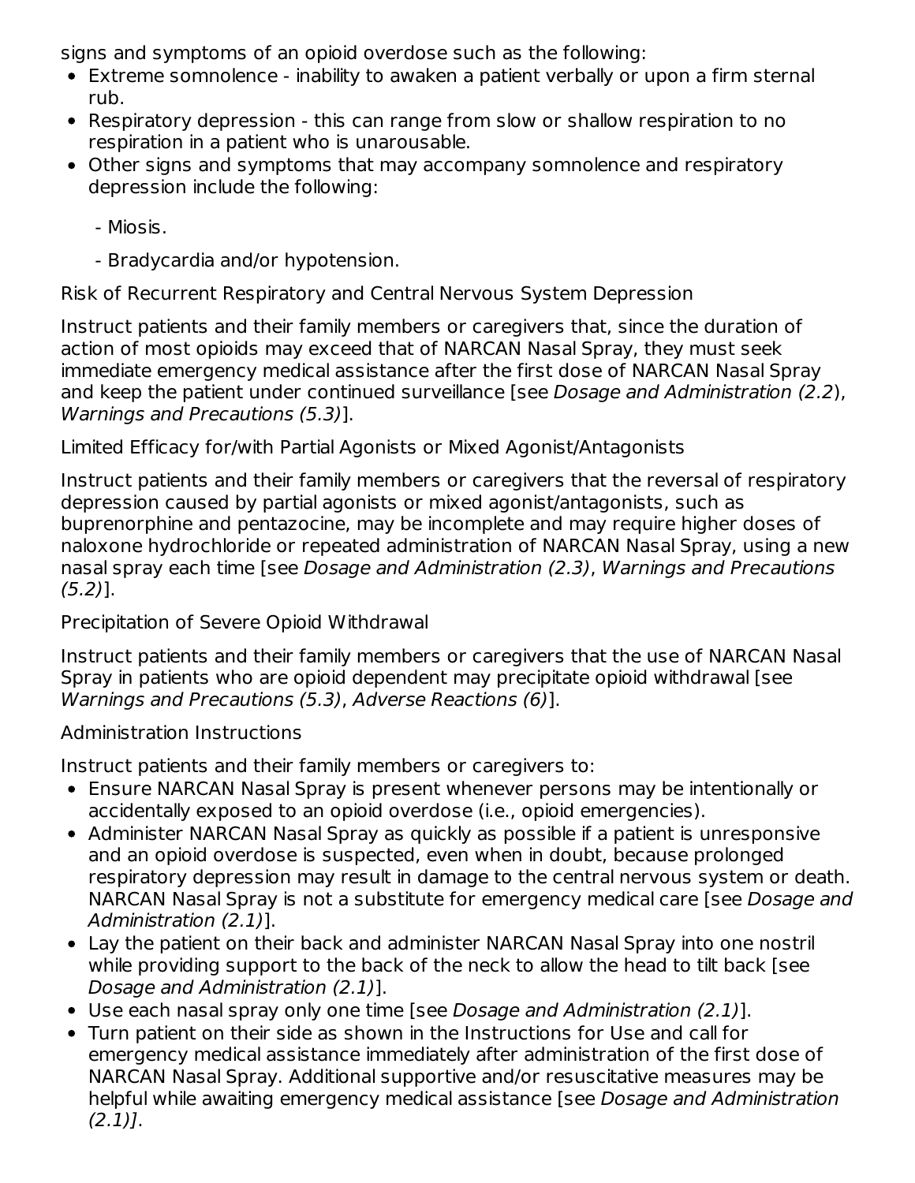signs and symptoms of an opioid overdose such as the following:

- Extreme somnolence - inability to awaken a patient verbally or upon a firm sternal rub.
- Respiratory depression - this can range from slow or shallow respiration to no respiration in a patient who is unarousable.
- Other signs and symptoms that may accompany somnolence and respiratory depression include the following:
  - Miosis.
  - Bradycardia and/or hypotension.

Risk of Recurrent Respiratory and Central Nervous System Depression

Instruct patients and their family members or caregivers that, since the duration of action of most opioids may exceed that of NARCAN Nasal Spray, they must seek immediate emergency medical assistance after the first dose of NARCAN Nasal Spray and keep the patient under continued surveillance [see *Dosage and Administration (2.2*), *Warnings and Precautions (5.3)*].

Limited Efficacy for/with Partial Agonists or Mixed Agonist/Antagonists

Instruct patients and their family members or caregivers that the reversal of respiratory depression caused by partial agonists or mixed agonist/antagonists, such as buprenorphine and pentazocine, may be incomplete and may require higher doses of naloxone hydrochloride or repeated administration of NARCAN Nasal Spray, using a new nasal spray each time [see *Dosage and Administration (2.3)*, *Warnings and Precautions (5.2)*].

Precipitation of Severe Opioid Withdrawal

Instruct patients and their family members or caregivers that the use of NARCAN Nasal Spray in patients who are opioid dependent may precipitate opioid withdrawal [see *Warnings and Precautions (5.3)*, *Adverse Reactions (6)*].

Administration Instructions

Instruct patients and their family members or caregivers to:

- Ensure NARCAN Nasal Spray is present whenever persons may be intentionally or accidentally exposed to an opioid overdose (i.e., opioid emergencies).
- Administer NARCAN Nasal Spray as quickly as possible if a patient is unresponsive and an opioid overdose is suspected, even when in doubt, because prolonged respiratory depression may result in damage to the central nervous system or death. NARCAN Nasal Spray is not a substitute for emergency medical care [see *Dosage and Administration (2.1)*].
- Lay the patient on their back and administer NARCAN Nasal Spray into one nostril while providing support to the back of the neck to allow the head to tilt back [see *Dosage and Administration (2.1)*].
- Use each nasal spray only one time [see *Dosage and Administration (2.1)*].
- Turn patient on their side as shown in the Instructions for Use and call for emergency medical assistance immediately after administration of the first dose of NARCAN Nasal Spray. Additional supportive and/or resuscitative measures may be helpful while awaiting emergency medical assistance [see *Dosage and Administration (2.1)]*.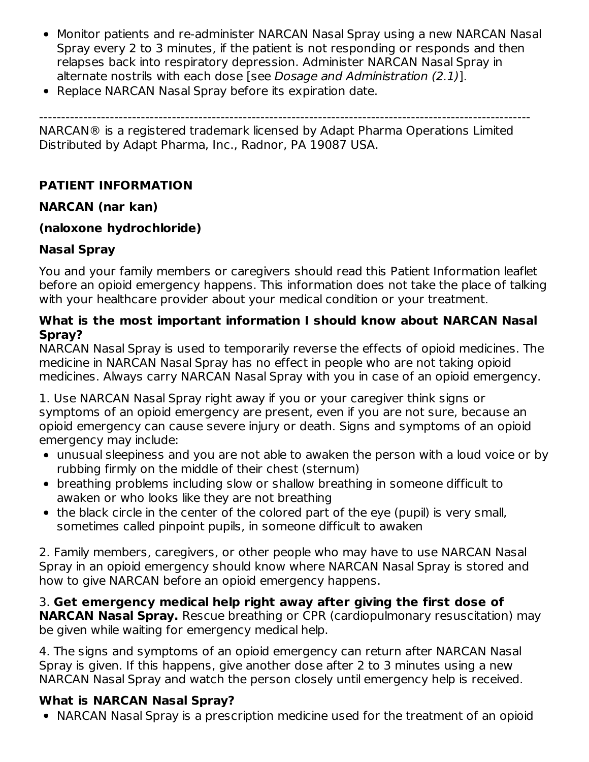- Monitor patients and re-administer NARCAN Nasal Spray using a new NARCAN Nasal Spray every 2 to 3 minutes, if the patient is not responding or responds and then relapses back into respiratory depression. Administer NARCAN Nasal Spray in alternate nostrils with each dose [see *Dosage and Administration (2.1)*].
- Replace NARCAN Nasal Spray before its expiration date.

---

NARCAN® is a registered trademark licensed by Adapt Pharma Operations Limited
Distributed by Adapt Pharma, Inc., Radnor, PA 19087 USA.

**PATIENT INFORMATION**

**NARCAN (nar kan)**

**(naloxone hydrochloride)**

**Nasal Spray**

You and your family members or caregivers should read this Patient Information leaflet before an opioid emergency happens. This information does not take the place of talking with your healthcare provider about your medical condition or your treatment.

**What is the most important information I should know about NARCAN Nasal Spray?**

NARCAN Nasal Spray is used to temporarily reverse the effects of opioid medicines. The medicine in NARCAN Nasal Spray has no effect in people who are not taking opioid medicines. Always carry NARCAN Nasal Spray with you in case of an opioid emergency.

1. Use NARCAN Nasal Spray right away if you or your caregiver think signs or symptoms of an opioid emergency are present, even if you are not sure, because an opioid emergency can cause severe injury or death. Signs and symptoms of an opioid emergency may include:
   - unusual sleepiness and you are not able to awaken the person with a loud voice or by rubbing firmly on the middle of their chest (sternum)
   - breathing problems including slow or shallow breathing in someone difficult to awaken or who looks like they are not breathing
   - the black circle in the center of the colored part of the eye (pupil) is very small, sometimes called pinpoint pupils, in someone difficult to awaken

2. Family members, caregivers, or other people who may have to use NARCAN Nasal Spray in an opioid emergency should know where NARCAN Nasal Spray is stored and how to give NARCAN before an opioid emergency happens.

3. **Get emergency medical help right away after giving the first dose of NARCAN Nasal Spray.** Rescue breathing or CPR (cardiopulmonary resuscitation) may be given while waiting for emergency medical help.

4. The signs and symptoms of an opioid emergency can return after NARCAN Nasal Spray is given. If this happens, give another dose after 2 to 3 minutes using a new NARCAN Nasal Spray and watch the person closely until emergency help is received.

**What is NARCAN Nasal Spray?**

- NARCAN Nasal Spray is a prescription medicine used for the treatment of an opioid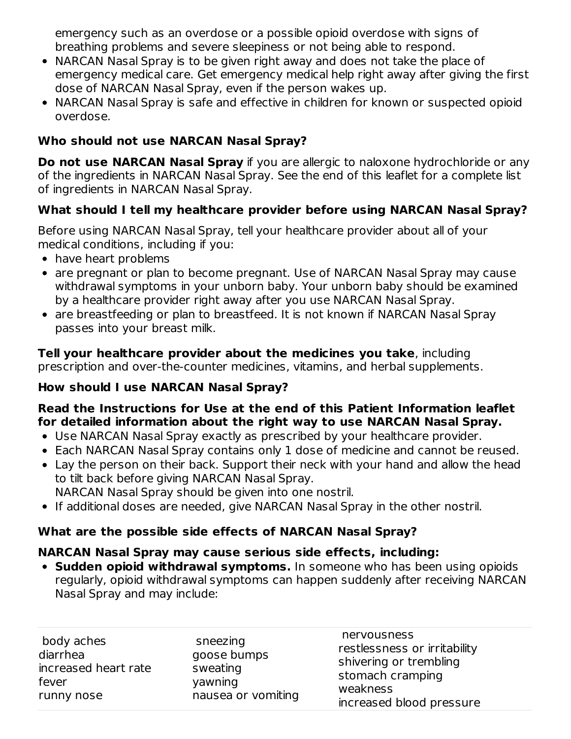emergency such as an overdose or a possible opioid overdose with signs of breathing problems and severe sleepiness or not being able to respond.

- NARCAN Nasal Spray is to be given right away and does not take the place of emergency medical care. Get emergency medical help right away after giving the first dose of NARCAN Nasal Spray, even if the person wakes up.
- NARCAN Nasal Spray is safe and effective in children for known or suspected opioid overdose.

### Who should not use NARCAN Nasal Spray?

**Do not use NARCAN Nasal Spray** if you are allergic to naloxone hydrochloride or any of the ingredients in NARCAN Nasal Spray. See the end of this leaflet for a complete list of ingredients in NARCAN Nasal Spray.

### What should I tell my healthcare provider before using NARCAN Nasal Spray?

Before using NARCAN Nasal Spray, tell your healthcare provider about all of your medical conditions, including if you:

- have heart problems
- are pregnant or plan to become pregnant. Use of NARCAN Nasal Spray may cause withdrawal symptoms in your unborn baby. Your unborn baby should be examined by a healthcare provider right away after you use NARCAN Nasal Spray.
- are breastfeeding or plan to breastfeed. It is not known if NARCAN Nasal Spray passes into your breast milk.

**Tell your healthcare provider about the medicines you take**, including prescription and over-the-counter medicines, vitamins, and herbal supplements.

### How should I use NARCAN Nasal Spray?

**Read the Instructions for Use at the end of this Patient Information leaflet for detailed information about the right way to use NARCAN Nasal Spray.**

- Use NARCAN Nasal Spray exactly as prescribed by your healthcare provider.
- Each NARCAN Nasal Spray contains only 1 dose of medicine and cannot be reused.
- Lay the person on their back. Support their neck with your hand and allow the head to tilt back before giving NARCAN Nasal Spray.
  NARCAN Nasal Spray should be given into one nostril.
- If additional doses are needed, give NARCAN Nasal Spray in the other nostril.

### What are the possible side effects of NARCAN Nasal Spray?

**NARCAN Nasal Spray may cause serious side effects, including:**

- **Sudden opioid withdrawal symptoms.** In someone who has been using opioids regularly, opioid withdrawal symptoms can happen suddenly after receiving NARCAN Nasal Spray and may include:

| | | |
|---|---|---|
| body aches<br>diarrhea<br>increased heart rate<br>fever<br>runny nose | sneezing<br>goose bumps<br>sweating<br>yawning<br>nausea or vomiting | nervousness<br>restlessness or irritability<br>shivering or trembling<br>stomach cramping<br>weakness<br>increased blood pressure |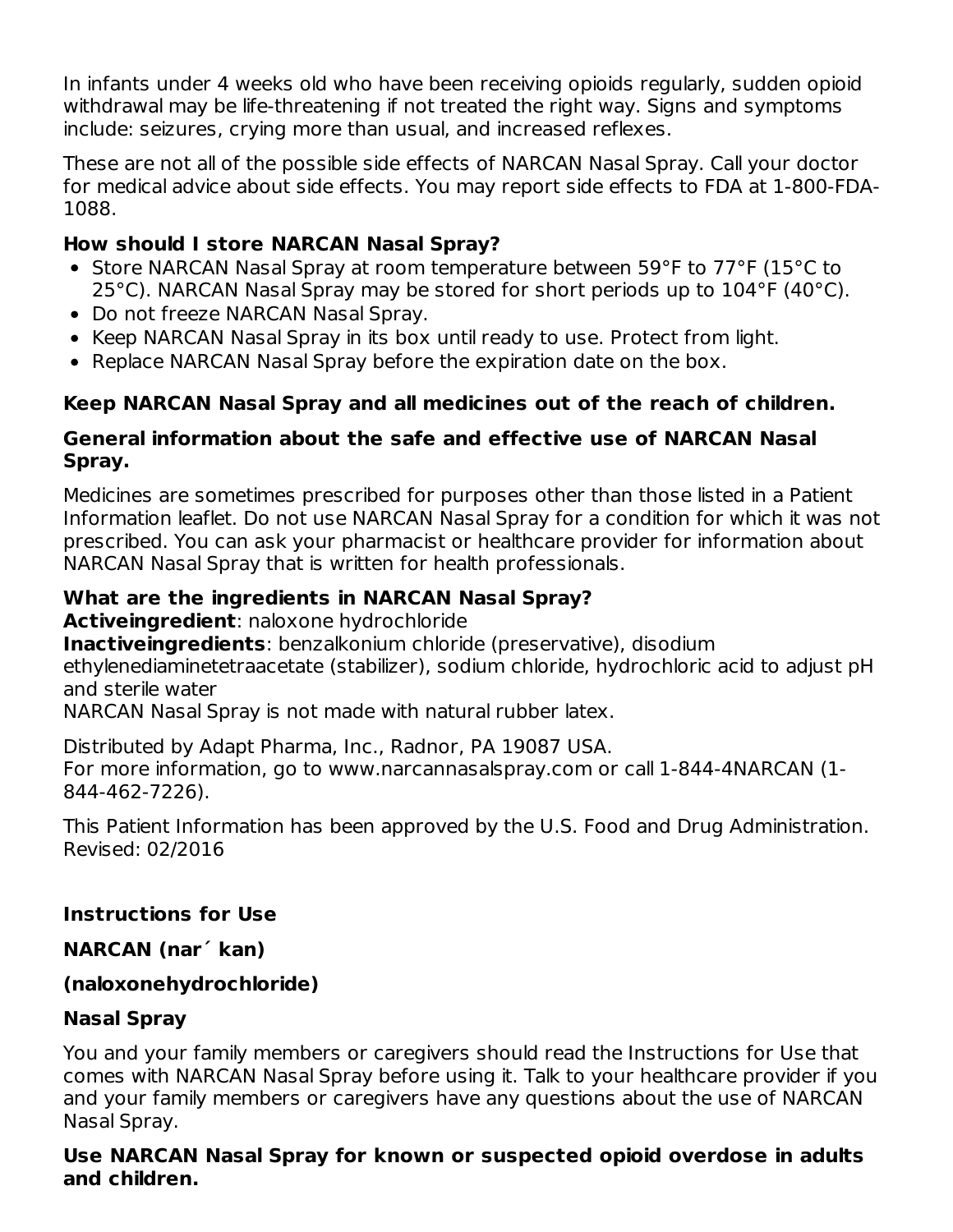In infants under 4 weeks old who have been receiving opioids regularly, sudden opioid withdrawal may be life-threatening if not treated the right way. Signs and symptoms include: seizures, crying more than usual, and increased reflexes.

These are not all of the possible side effects of NARCAN Nasal Spray. Call your doctor for medical advice about side effects. You may report side effects to FDA at 1-800-FDA-1088.

**How should I store NARCAN Nasal Spray?**

- Store NARCAN Nasal Spray at room temperature between 59°F to 77°F (15°C to 25°C). NARCAN Nasal Spray may be stored for short periods up to 104°F (40°C).
- Do not freeze NARCAN Nasal Spray.
- Keep NARCAN Nasal Spray in its box until ready to use. Protect from light.
- Replace NARCAN Nasal Spray before the expiration date on the box.

**Keep NARCAN Nasal Spray and all medicines out of the reach of children.**

**General information about the safe and effective use of NARCAN Nasal Spray.**

Medicines are sometimes prescribed for purposes other than those listed in a Patient Information leaflet. Do not use NARCAN Nasal Spray for a condition for which it was not prescribed. You can ask your pharmacist or healthcare provider for information about NARCAN Nasal Spray that is written for health professionals.

**What are the ingredients in NARCAN Nasal Spray?**
**Activeingredient**: naloxone hydrochloride
**Inactiveingredients**: benzalkonium chloride (preservative), disodium ethylenediaminetetraacetate (stabilizer), sodium chloride, hydrochloric acid to adjust pH and sterile water
NARCAN Nasal Spray is not made with natural rubber latex.

Distributed by Adapt Pharma, Inc., Radnor, PA 19087 USA.
For more information, go to www.narcannasalspray.com or call 1-844-4NARCAN (1-844-462-7226).

This Patient Information has been approved by the U.S. Food and Drug Administration.
Revised: 02/2016

**Instructions for Use**

**NARCAN (nar´ kan)**

**(naloxonehydrochloride)**

**Nasal Spray**

You and your family members or caregivers should read the Instructions for Use that comes with NARCAN Nasal Spray before using it. Talk to your healthcare provider if you and your family members or caregivers have any questions about the use of NARCAN Nasal Spray.

**Use NARCAN Nasal Spray for known or suspected opioid overdose in adults and children.**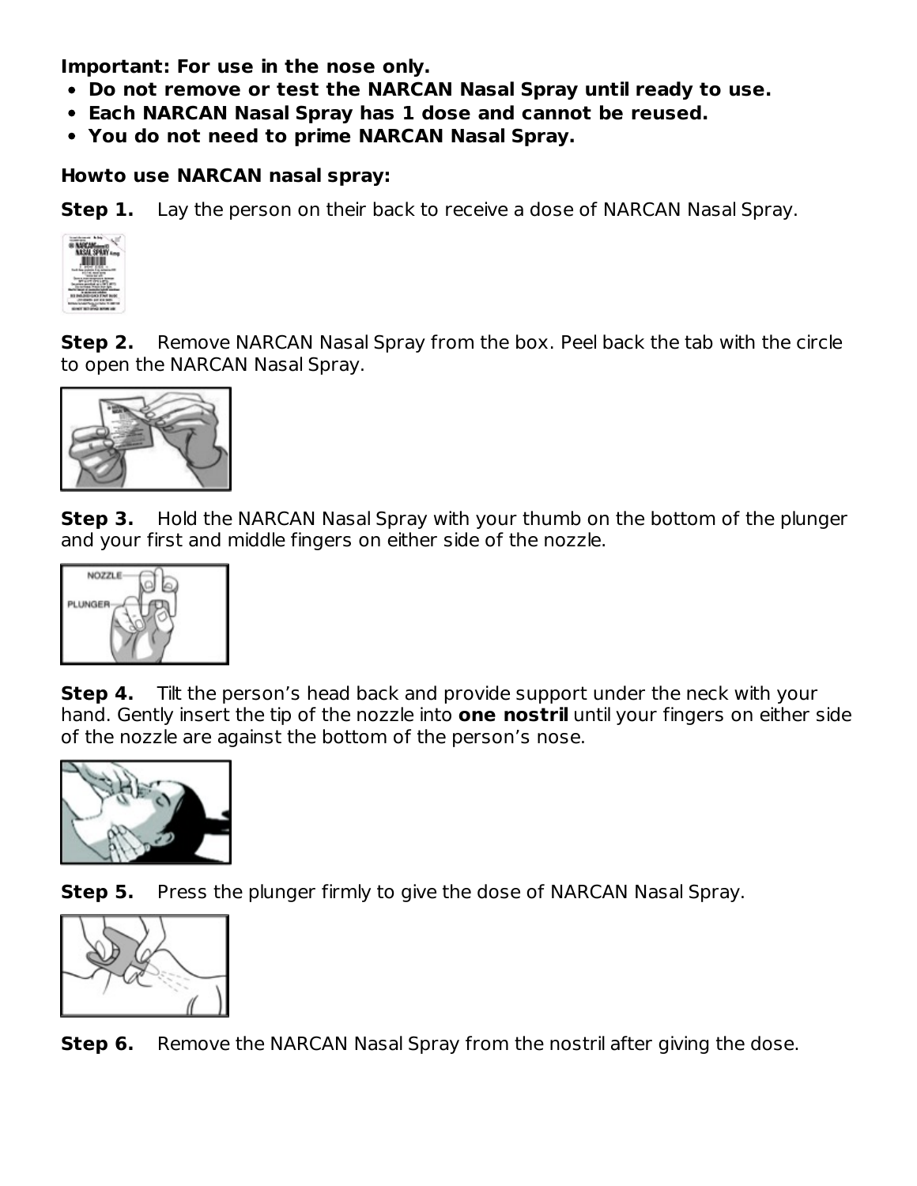**Important: For use in the nose only.**

- **Do not remove or test the NARCAN Nasal Spray until ready to use.**
- **Each NARCAN Nasal Spray has 1 dose and cannot be reused.**
- **You do not need to prime NARCAN Nasal Spray.**

**Howto use NARCAN nasal spray:**

**Step 1.** Lay the person on their back to receive a dose of NARCAN Nasal Spray.

**Step 2.** Remove NARCAN Nasal Spray from the box. Peel back the tab with the circle to open the NARCAN Nasal Spray.

**Step 3.** Hold the NARCAN Nasal Spray with your thumb on the bottom of the plunger and your first and middle fingers on either side of the nozzle.

**Step 4.** Tilt the person's head back and provide support under the neck with your hand. Gently insert the tip of the nozzle into **one nostril** until your fingers on either side of the nozzle are against the bottom of the person's nose.

**Step 5.** Press the plunger firmly to give the dose of NARCAN Nasal Spray.

**Step 6.** Remove the NARCAN Nasal Spray from the nostril after giving the dose.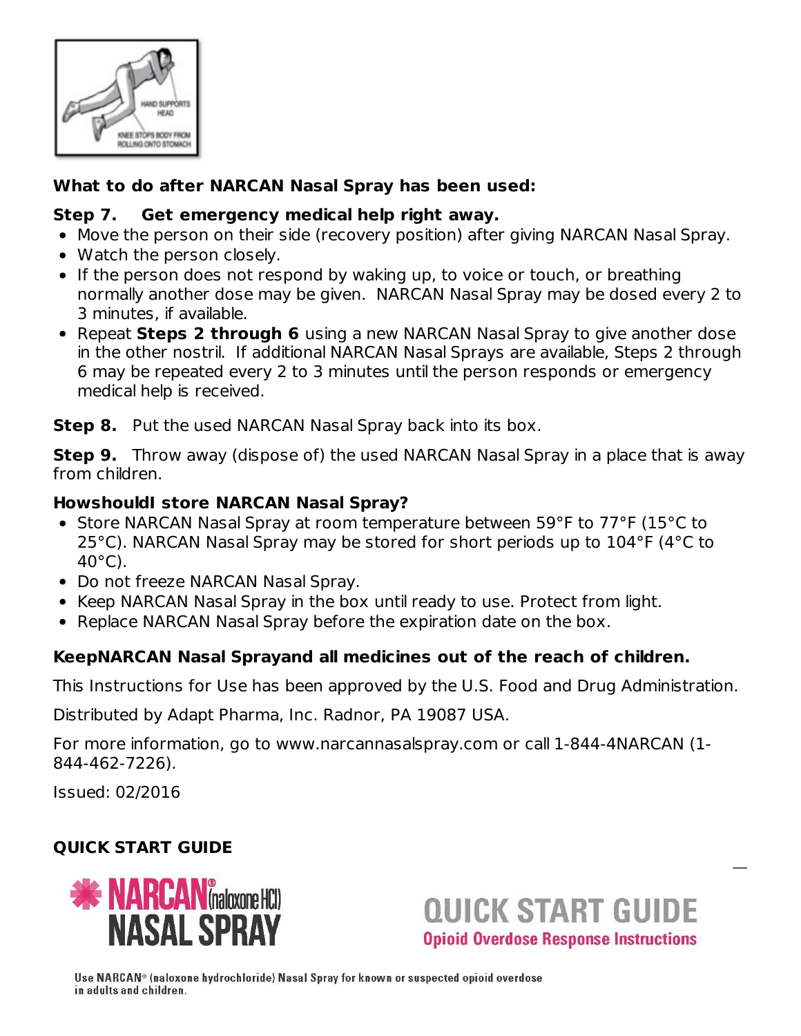HAND SUPPORTS HEAD

KNEE STOPS BODY FROM ROLLING ONTO STOMACH

**What to do after NARCAN Nasal Spray has been used:**

**Step 7. Get emergency medical help right away.**

- Move the person on their side (recovery position) after giving NARCAN Nasal Spray.
- Watch the person closely.
- If the person does not respond by waking up, to voice or touch, or breathing normally another dose may be given. NARCAN Nasal Spray may be dosed every 2 to 3 minutes, if available.
- Repeat **Steps 2 through 6** using a new NARCAN Nasal Spray to give another dose in the other nostril. If additional NARCAN Nasal Sprays are available, Steps 2 through 6 may be repeated every 2 to 3 minutes until the person responds or emergency medical help is received.

**Step 8.** Put the used NARCAN Nasal Spray back into its box.

**Step 9.** Throw away (dispose of) the used NARCAN Nasal Spray in a place that is away from children.

**HowshouldI store NARCAN Nasal Spray?**

- Store NARCAN Nasal Spray at room temperature between 59°F to 77°F (15°C to 25°C). NARCAN Nasal Spray may be stored for short periods up to 104°F (4°C to 40°C).
- Do not freeze NARCAN Nasal Spray.
- Keep NARCAN Nasal Spray in the box until ready to use. Protect from light.
- Replace NARCAN Nasal Spray before the expiration date on the box.

**KeepNARCAN Nasal Sprayand all medicines out of the reach of children.**

This Instructions for Use has been approved by the U.S. Food and Drug Administration.

Distributed by Adapt Pharma, Inc. Radnor, PA 19087 USA.

For more information, go to www.narcannasalspray.com or call 1-844-4NARCAN (1-844-462-7226).

Issued: 02/2016

**QUICK START GUIDE**

NARCAN® (naloxone HCl) NASAL SPRAY

QUICK START GUIDE

Opioid Overdose Response Instructions

Use NARCAN® (naloxone hydrochloride) Nasal Spray for known or suspected opioid overdose in adults and children.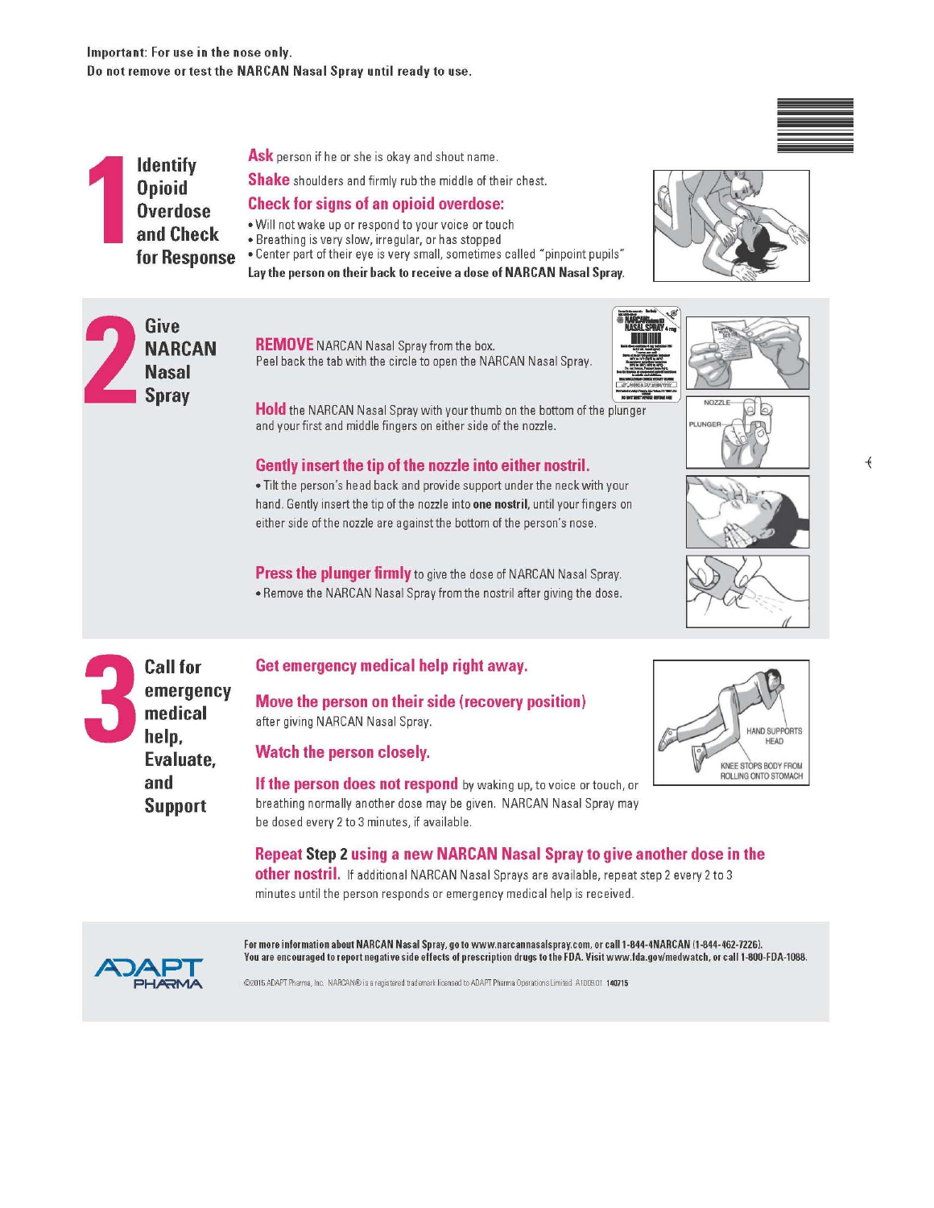**Important:** For use in the nose only.
**Do not remove or test the NARCAN Nasal Spray until ready to use.**

## 1 Identify Opioid Overdose and Check for Response

**Ask** person if he or she is okay and shout name.

**Shake** shoulders and firmly rub the middle of their chest.

**Check for signs of an opioid overdose:**

- Will not wake up or respond to your voice or touch
- Breathing is very slow, irregular, or has stopped
- Center part of their eye is very small, sometimes called "pinpoint pupils"

**Lay the person on their back to receive a dose of NARCAN Nasal Spray.**

## 2 Give NARCAN Nasal Spray

**REMOVE** NARCAN Nasal Spray from the box.
Peel back the tab with the circle to open the NARCAN Nasal Spray.

**Hold** the NARCAN Nasal Spray with your thumb on the bottom of the plunger and your first and middle fingers on either side of the nozzle.

NOZZLE

PLUNGER

**Gently insert the tip of the nozzle into either nostril.**

- Tilt the person's head back and provide support under the neck with your hand. Gently insert the tip of the nozzle into **one nostril**, until your fingers on either side of the nozzle are against the bottom of the person's nose.

**Press the plunger firmly** to give the dose of NARCAN Nasal Spray.

- Remove the NARCAN Nasal Spray from the nostril after giving the dose.

## 3 Call for emergency medical help, Evaluate, and Support

**Get emergency medical help right away.**

**Move the person on their side (recovery position)**
after giving NARCAN Nasal Spray.

HAND SUPPORTS HEAD

KNEE STOPS BODY FROM ROLLING ONTO STOMACH

**Watch the person closely.**

**If the person does not respond** by waking up, to voice or touch, or breathing normally another dose may be given. NARCAN Nasal Spray may be dosed every 2 to 3 minutes, if available.

**Repeat Step 2 using a new NARCAN Nasal Spray to give another dose in the other nostril.** If additional NARCAN Nasal Sprays are available, repeat step 2 every 2 to 3 minutes until the person responds or emergency medical help is received.

ADAPT PHARMA

**For more information about NARCAN Nasal Spray, go to www.narcannasalspray.com, or call 1-844-4NARCAN (1-844-462-7226).**
**You are encouraged to report negative side effects of prescription drugs to the FDA. Visit www.fda.gov/medwatch, or call 1-800-FDA-1088.**

©2015 ADAPT Pharma, Inc. NARCAN® is a registered trademark licensed to ADAPT Pharma Operations Limited. A1009.01 140715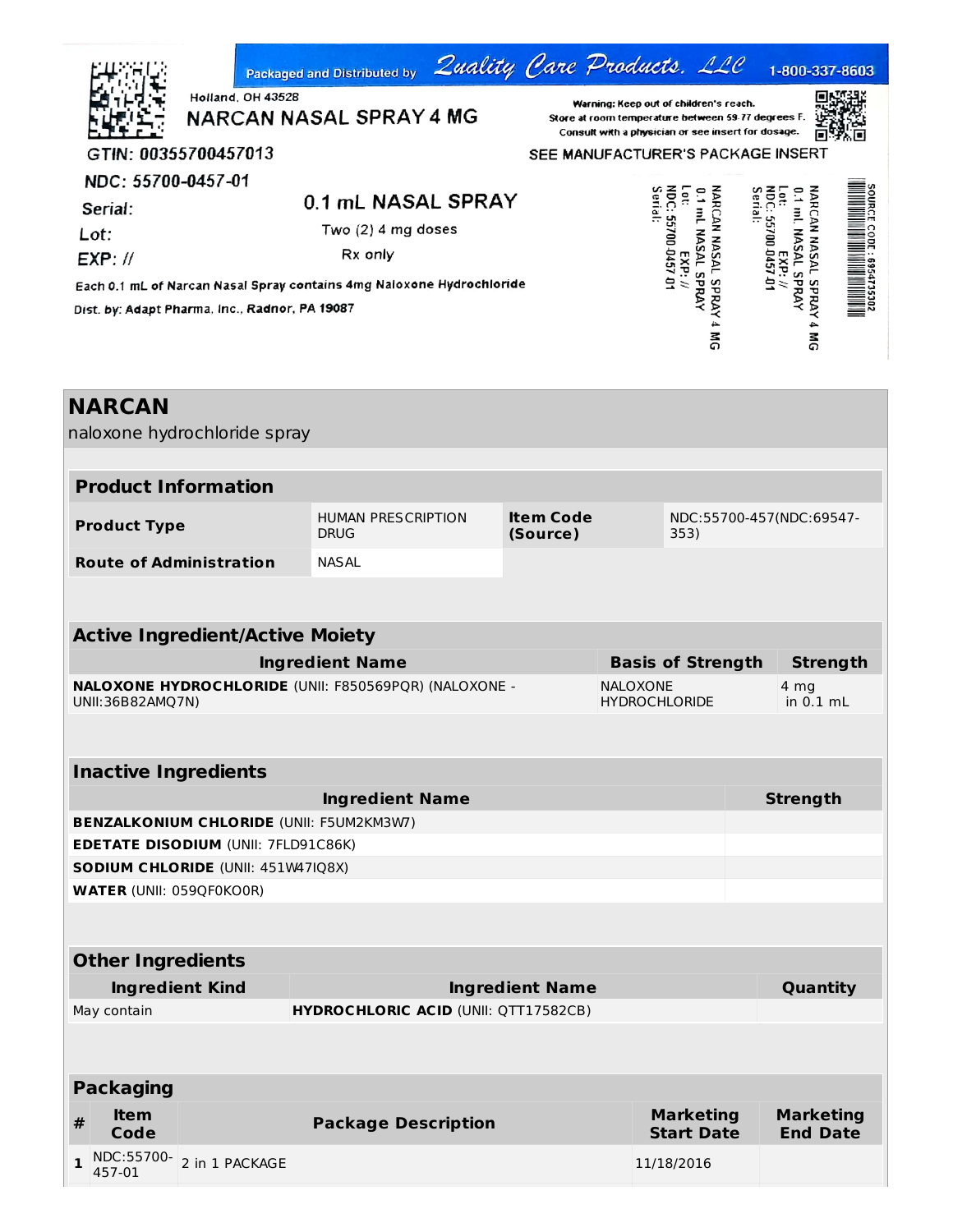Packaged and Distributed by Quality Care Products, LLC 1-800-337-8603

Holland, OH 43528

NARCAN NASAL SPRAY 4 MG

Warning: Keep out of children's reach.
Store at room temperature between 59-77 degrees F.
Consult with a physician or see insert for dosage.

GTIN: 00355700457013

SEE MANUFACTURER'S PACKAGE INSERT

NDC: 55700-0457-01

Serial:

Lot:

EXP: //

0.1 mL NASAL SPRAY

Two (2) 4 mg doses

Rx only

Each 0.1 mL of Narcan Nasal Spray contains 4mg Naloxone Hydrochloride

Dist. by: Adapt Pharma, Inc., Radnor, PA 19087

NARCAN NASAL SPRAY 4 MG
0.1 mL NASAL SPRAY
EXP: //
Lot:
NDC: 55700-0457-01
Serial:

NARCAN NASAL SPRAY 4 MG
0.1 mL NASAL SPRAY
EXP: //
Lot:
NDC: 55700-0457-01
Serial:

SOURCE CODE: 69547035302

# NARCAN

naloxone hydrochloride spray

## Product Information

| | | | |
|---|---|---|---|
| **Product Type** | HUMAN PRESCRIPTION DRUG | **Item Code (Source)** | NDC:55700-457(NDC:69547-353) |
| **Route of Administration** | NASAL | | |

## Active Ingredient/Active Moiety

| Ingredient Name | Basis of Strength | Strength |
|---|---|---|
| **NALOXONE HYDROCHLORIDE** (UNII: F850569PQR) (NALOXONE - UNII:36B82AMQ7N) | NALOXONE HYDROCHLORIDE | 4 mg in 0.1 mL |

## Inactive Ingredients

| Ingredient Name | Strength |
|---|---|
| **BENZALKONIUM CHLORIDE** (UNII: F5UM2KM3W7) | |
| **EDETATE DISODIUM** (UNII: 7FLD91C86K) | |
| **SODIUM CHLORIDE** (UNII: 451W47IQ8X) | |
| **WATER** (UNII: 059QF0KO0R) | |

## Other Ingredients

| Ingredient Kind | Ingredient Name | Quantity |
|---|---|---|
| May contain | **HYDROCHLORIC ACID** (UNII: QTT17582CB) | |

## Packaging

| # | Item Code | Package Description | Marketing Start Date | Marketing End Date |
|---|---|---|---|---|
| 1 | NDC:55700-457-01 | 2 in 1 PACKAGE | 11/18/2016 | |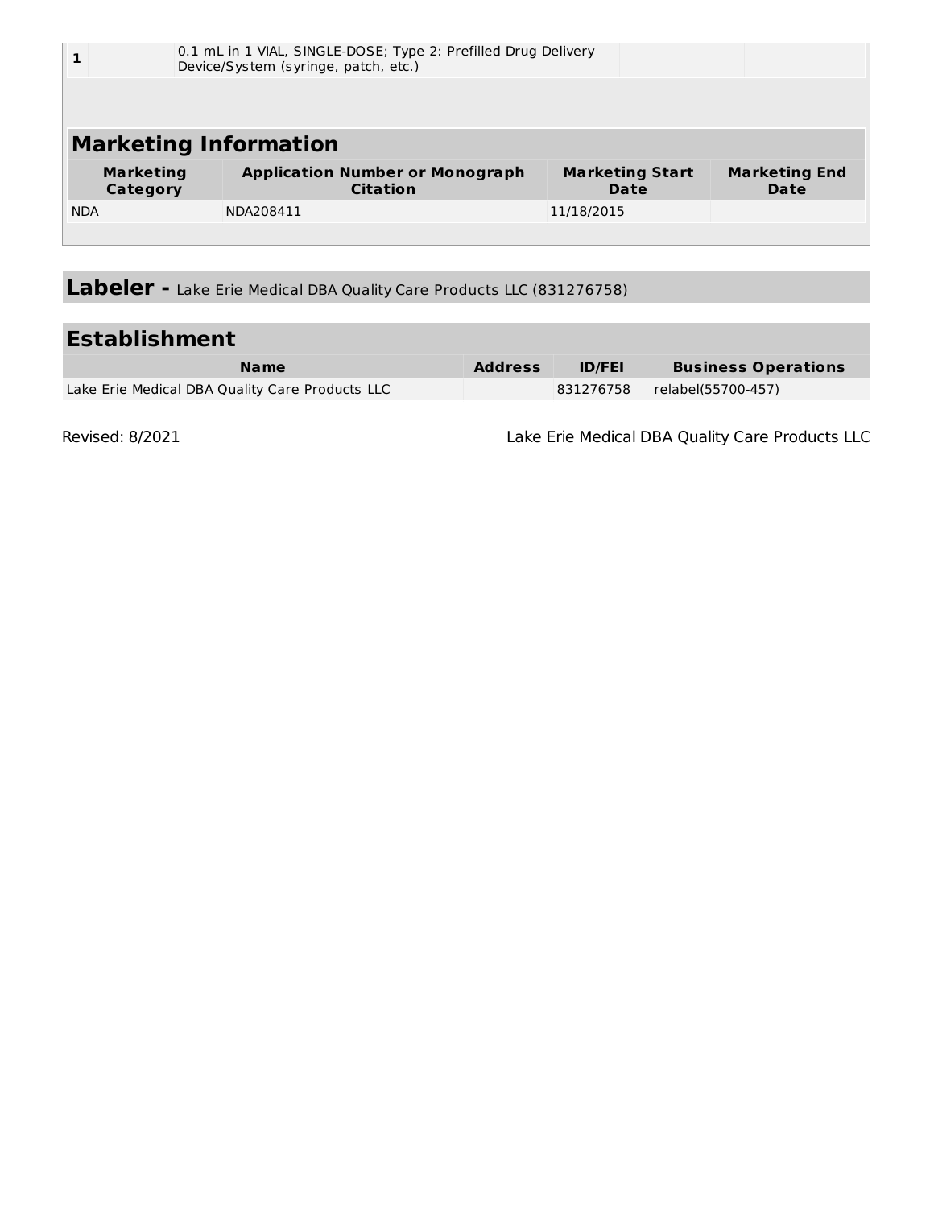| | | | | |
|---|---|---|---|---|
| 1 | | 0.1 mL in 1 VIAL, SINGLE-DOSE; Type 2: Prefilled Drug Delivery Device/System (syringe, patch, etc.) | | |

## Marketing Information

| Marketing Category | Application Number or Monograph Citation | Marketing Start Date | Marketing End Date |
|---|---|---|---|
| NDA | NDA208411 | 11/18/2015 | |

## Labeler - Lake Erie Medical DBA Quality Care Products LLC (831276758)

## Establishment

| Name | Address | ID/FEI | Business Operations |
|---|---|---|---|
| Lake Erie Medical DBA Quality Care Products LLC | | 831276758 | relabel(55700-457) |

Revised: 8/2021

Lake Erie Medical DBA Quality Care Products LLC